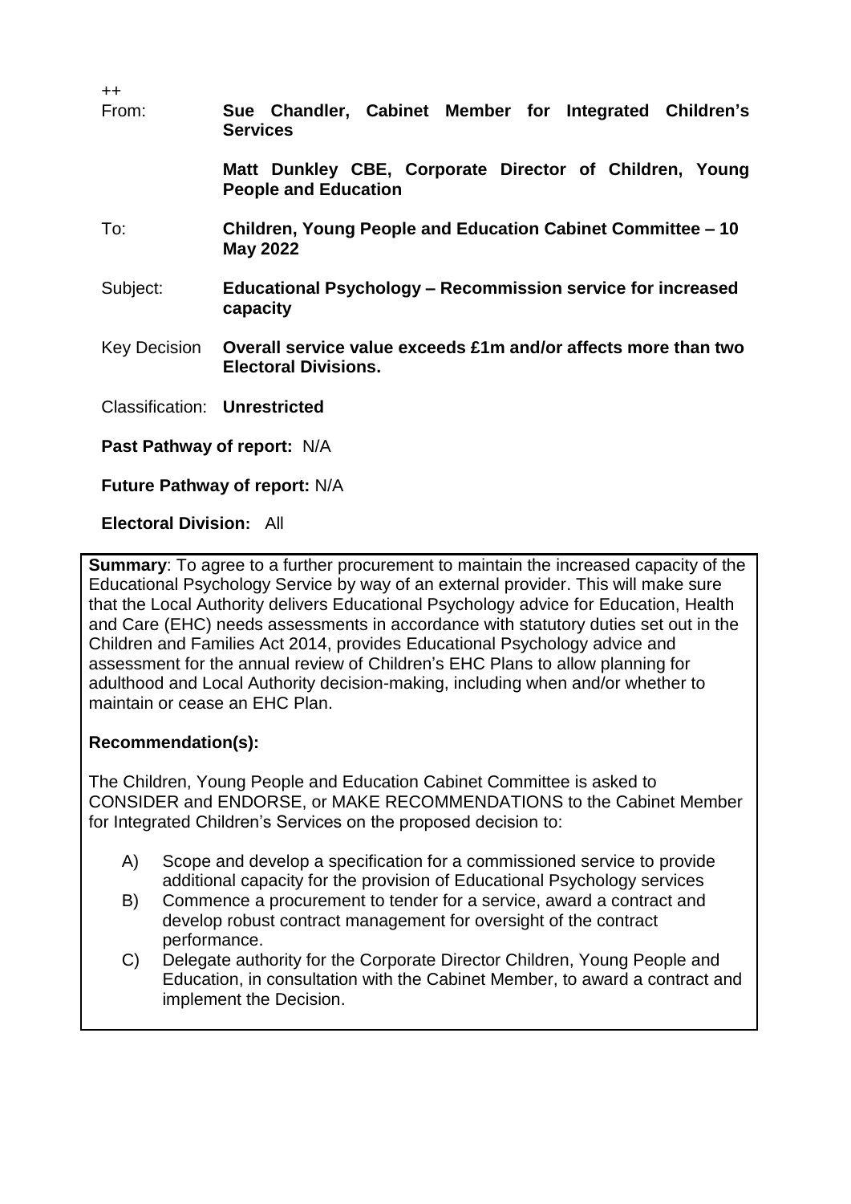++

| | |
|---|---|
| From: | **Sue Chandler, Cabinet Member for Integrated Children's Services** |
| | **Matt Dunkley CBE, Corporate Director of Children, Young People and Education** |
| To: | **Children, Young People and Education Cabinet Committee – 10 May 2022** |
| Subject: | **Educational Psychology – Recommission service for increased capacity** |
| Key Decision | **Overall service value exceeds £1m and/or affects more than two Electoral Divisions.** |
| Classification: | **Unrestricted** |

**Past Pathway of report:** N/A

**Future Pathway of report:** N/A

**Electoral Division:** All

**Summary**: To agree to a further procurement to maintain the increased capacity of the Educational Psychology Service by way of an external provider. This will make sure that the Local Authority delivers Educational Psychology advice for Education, Health and Care (EHC) needs assessments in accordance with statutory duties set out in the Children and Families Act 2014, provides Educational Psychology advice and assessment for the annual review of Children's EHC Plans to allow planning for adulthood and Local Authority decision-making, including when and/or whether to maintain or cease an EHC Plan.

**Recommendation(s):**

The Children, Young People and Education Cabinet Committee is asked to CONSIDER and ENDORSE, or MAKE RECOMMENDATIONS to the Cabinet Member for Integrated Children's Services on the proposed decision to:

A) Scope and develop a specification for a commissioned service to provide additional capacity for the provision of Educational Psychology services

B) Commence a procurement to tender for a service, award a contract and develop robust contract management for oversight of the contract performance.

C) Delegate authority for the Corporate Director Children, Young People and Education, in consultation with the Cabinet Member, to award a contract and implement the Decision.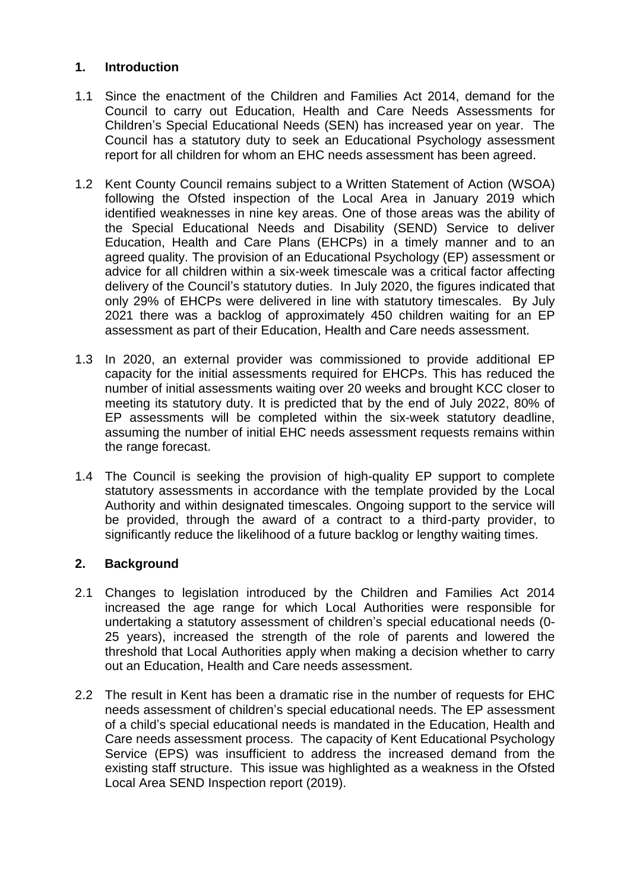## 1. Introduction

1.1 Since the enactment of the Children and Families Act 2014, demand for the Council to carry out Education, Health and Care Needs Assessments for Children's Special Educational Needs (SEN) has increased year on year. The Council has a statutory duty to seek an Educational Psychology assessment report for all children for whom an EHC needs assessment has been agreed.

1.2 Kent County Council remains subject to a Written Statement of Action (WSOA) following the Ofsted inspection of the Local Area in January 2019 which identified weaknesses in nine key areas. One of those areas was the ability of the Special Educational Needs and Disability (SEND) Service to deliver Education, Health and Care Plans (EHCPs) in a timely manner and to an agreed quality. The provision of an Educational Psychology (EP) assessment or advice for all children within a six-week timescale was a critical factor affecting delivery of the Council's statutory duties. In July 2020, the figures indicated that only 29% of EHCPs were delivered in line with statutory timescales. By July 2021 there was a backlog of approximately 450 children waiting for an EP assessment as part of their Education, Health and Care needs assessment.

1.3 In 2020, an external provider was commissioned to provide additional EP capacity for the initial assessments required for EHCPs. This has reduced the number of initial assessments waiting over 20 weeks and brought KCC closer to meeting its statutory duty. It is predicted that by the end of July 2022, 80% of EP assessments will be completed within the six-week statutory deadline, assuming the number of initial EHC needs assessment requests remains within the range forecast.

1.4 The Council is seeking the provision of high-quality EP support to complete statutory assessments in accordance with the template provided by the Local Authority and within designated timescales. Ongoing support to the service will be provided, through the award of a contract to a third-party provider, to significantly reduce the likelihood of a future backlog or lengthy waiting times.

## 2. Background

2.1 Changes to legislation introduced by the Children and Families Act 2014 increased the age range for which Local Authorities were responsible for undertaking a statutory assessment of children's special educational needs (0-25 years), increased the strength of the role of parents and lowered the threshold that Local Authorities apply when making a decision whether to carry out an Education, Health and Care needs assessment.

2.2 The result in Kent has been a dramatic rise in the number of requests for EHC needs assessment of children's special educational needs. The EP assessment of a child's special educational needs is mandated in the Education, Health and Care needs assessment process. The capacity of Kent Educational Psychology Service (EPS) was insufficient to address the increased demand from the existing staff structure. This issue was highlighted as a weakness in the Ofsted Local Area SEND Inspection report (2019).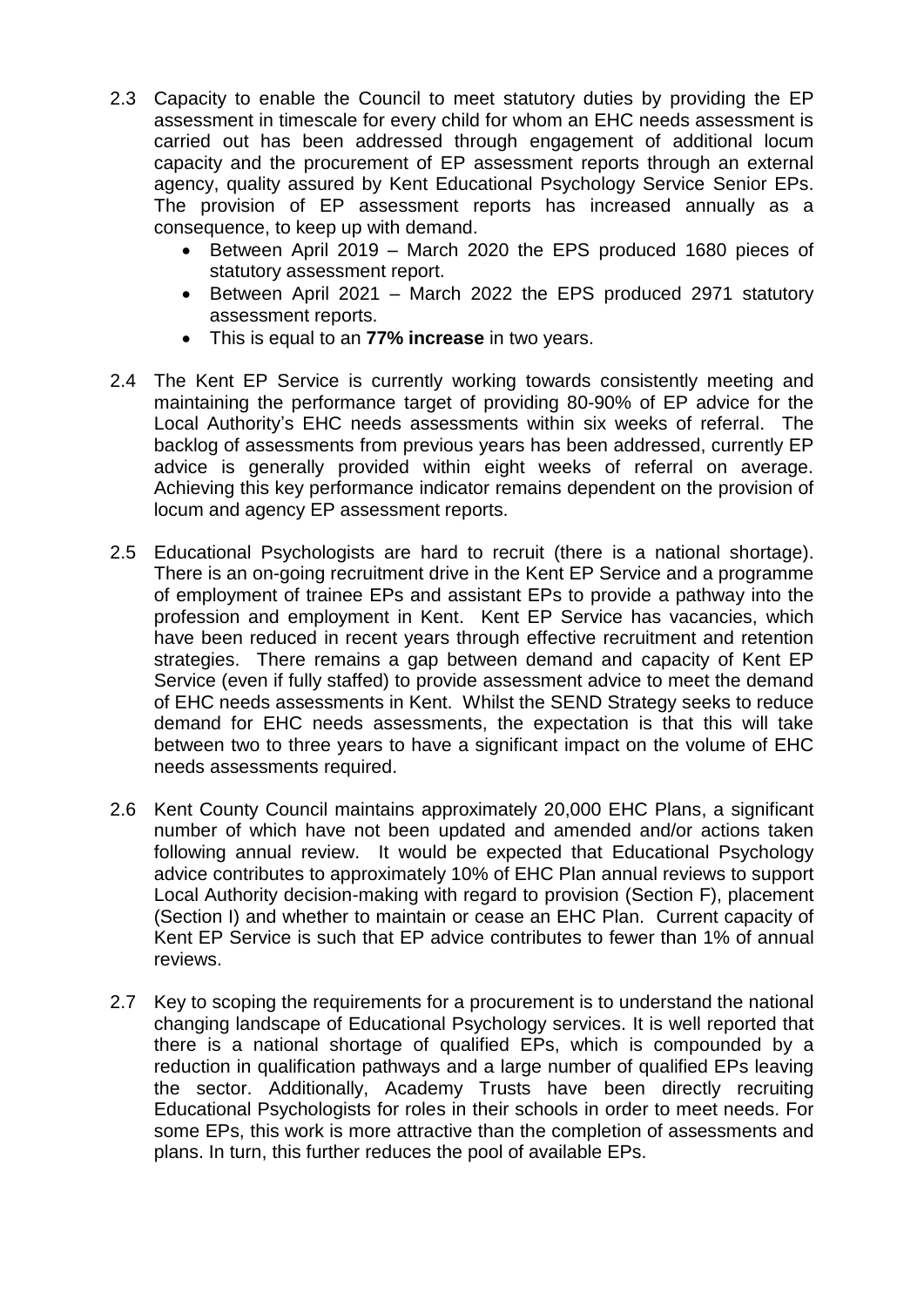2.3 Capacity to enable the Council to meet statutory duties by providing the EP assessment in timescale for every child for whom an EHC needs assessment is carried out has been addressed through engagement of additional locum capacity and the procurement of EP assessment reports through an external agency, quality assured by Kent Educational Psychology Service Senior EPs. The provision of EP assessment reports has increased annually as a consequence, to keep up with demand.

- Between April 2019 – March 2020 the EPS produced 1680 pieces of statutory assessment report.
- Between April 2021 – March 2022 the EPS produced 2971 statutory assessment reports.
- This is equal to an **77% increase** in two years.

2.4 The Kent EP Service is currently working towards consistently meeting and maintaining the performance target of providing 80-90% of EP advice for the Local Authority's EHC needs assessments within six weeks of referral. The backlog of assessments from previous years has been addressed, currently EP advice is generally provided within eight weeks of referral on average. Achieving this key performance indicator remains dependent on the provision of locum and agency EP assessment reports.

2.5 Educational Psychologists are hard to recruit (there is a national shortage). There is an on-going recruitment drive in the Kent EP Service and a programme of employment of trainee EPs and assistant EPs to provide a pathway into the profession and employment in Kent. Kent EP Service has vacancies, which have been reduced in recent years through effective recruitment and retention strategies. There remains a gap between demand and capacity of Kent EP Service (even if fully staffed) to provide assessment advice to meet the demand of EHC needs assessments in Kent. Whilst the SEND Strategy seeks to reduce demand for EHC needs assessments, the expectation is that this will take between two to three years to have a significant impact on the volume of EHC needs assessments required.

2.6 Kent County Council maintains approximately 20,000 EHC Plans, a significant number of which have not been updated and amended and/or actions taken following annual review. It would be expected that Educational Psychology advice contributes to approximately 10% of EHC Plan annual reviews to support Local Authority decision-making with regard to provision (Section F), placement (Section I) and whether to maintain or cease an EHC Plan. Current capacity of Kent EP Service is such that EP advice contributes to fewer than 1% of annual reviews.

2.7 Key to scoping the requirements for a procurement is to understand the national changing landscape of Educational Psychology services. It is well reported that there is a national shortage of qualified EPs, which is compounded by a reduction in qualification pathways and a large number of qualified EPs leaving the sector. Additionally, Academy Trusts have been directly recruiting Educational Psychologists for roles in their schools in order to meet needs. For some EPs, this work is more attractive than the completion of assessments and plans. In turn, this further reduces the pool of available EPs.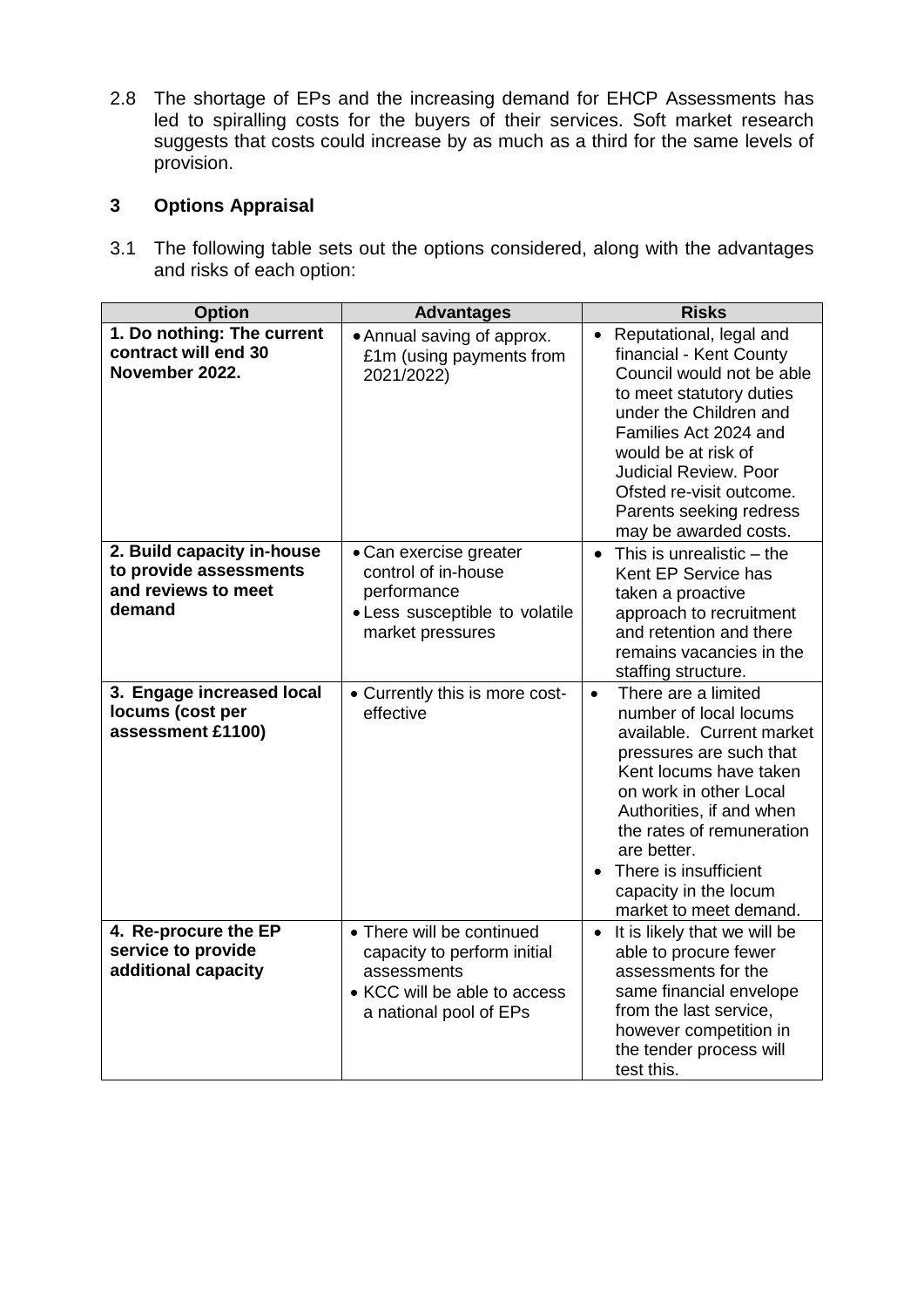2.8 The shortage of EPs and the increasing demand for EHCP Assessments has led to spiralling costs for the buyers of their services. Soft market research suggests that costs could increase by as much as a third for the same levels of provision.

## 3 Options Appraisal

3.1 The following table sets out the options considered, along with the advantages and risks of each option:

| Option | Advantages | Risks |
| --- | --- | --- |
| **1. Do nothing: The current contract will end 30 November 2022.** | • Annual saving of approx. £1m (using payments from 2021/2022) | • Reputational, legal and financial - Kent County Council would not be able to meet statutory duties under the Children and Families Act 2024 and would be at risk of Judicial Review. Poor Ofsted re-visit outcome. Parents seeking redress may be awarded costs. |
| **2. Build capacity in-house to provide assessments and reviews to meet demand** | • Can exercise greater control of in-house performance<br>• Less susceptible to volatile market pressures | • This is unrealistic – the Kent EP Service has taken a proactive approach to recruitment and retention and there remains vacancies in the staffing structure. |
| **3. Engage increased local locums (cost per assessment £1100)** | • Currently this is more cost-effective | • There are a limited number of local locums available. Current market pressures are such that Kent locums have taken on work in other Local Authorities, if and when the rates of remuneration are better.<br>• There is insufficient capacity in the locum market to meet demand. |
| **4. Re-procure the EP service to provide additional capacity** | • There will be continued capacity to perform initial assessments<br>• KCC will be able to access a national pool of EPs | • It is likely that we will be able to procure fewer assessments for the same financial envelope from the last service, however competition in the tender process will test this. |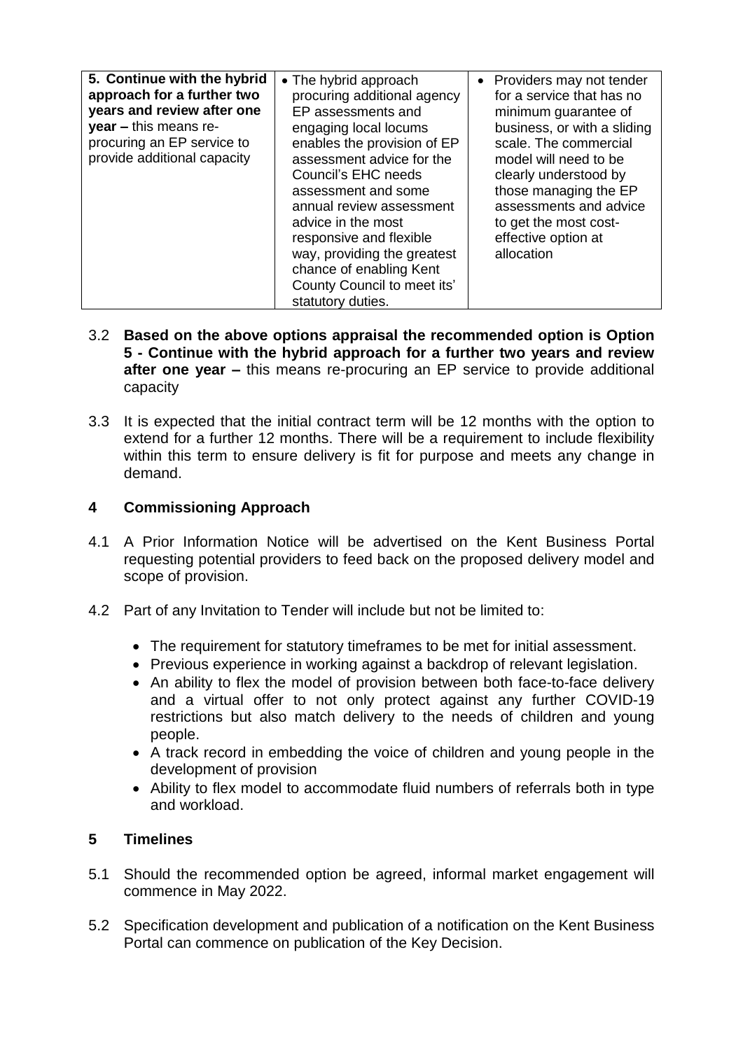| **5. Continue with the hybrid approach for a further two years and review after one year –** this means re-procuring an EP service to provide additional capacity | • The hybrid approach procuring additional agency EP assessments and engaging local locums enables the provision of EP assessment advice for the Council's EHC needs assessment and some annual review assessment advice in the most responsive and flexible way, providing the greatest chance of enabling Kent County Council to meet its' statutory duties. | • Providers may not tender for a service that has no minimum guarantee of business, or with a sliding scale. The commercial model will need to be clearly understood by those managing the EP assessments and advice to get the most cost-effective option at allocation |
|---|---|---|

3.2 **Based on the above options appraisal the recommended option is Option 5 - Continue with the hybrid approach for a further two years and review after one year –** this means re-procuring an EP service to provide additional capacity

3.3 It is expected that the initial contract term will be 12 months with the option to extend for a further 12 months. There will be a requirement to include flexibility within this term to ensure delivery is fit for purpose and meets any change in demand.

## 4 Commissioning Approach

4.1 A Prior Information Notice will be advertised on the Kent Business Portal requesting potential providers to feed back on the proposed delivery model and scope of provision.

4.2 Part of any Invitation to Tender will include but not be limited to:

- The requirement for statutory timeframes to be met for initial assessment.
- Previous experience in working against a backdrop of relevant legislation.
- An ability to flex the model of provision between both face-to-face delivery and a virtual offer to not only protect against any further COVID-19 restrictions but also match delivery to the needs of children and young people.
- A track record in embedding the voice of children and young people in the development of provision
- Ability to flex model to accommodate fluid numbers of referrals both in type and workload.

## 5 Timelines

5.1 Should the recommended option be agreed, informal market engagement will commence in May 2022.

5.2 Specification development and publication of a notification on the Kent Business Portal can commence on publication of the Key Decision.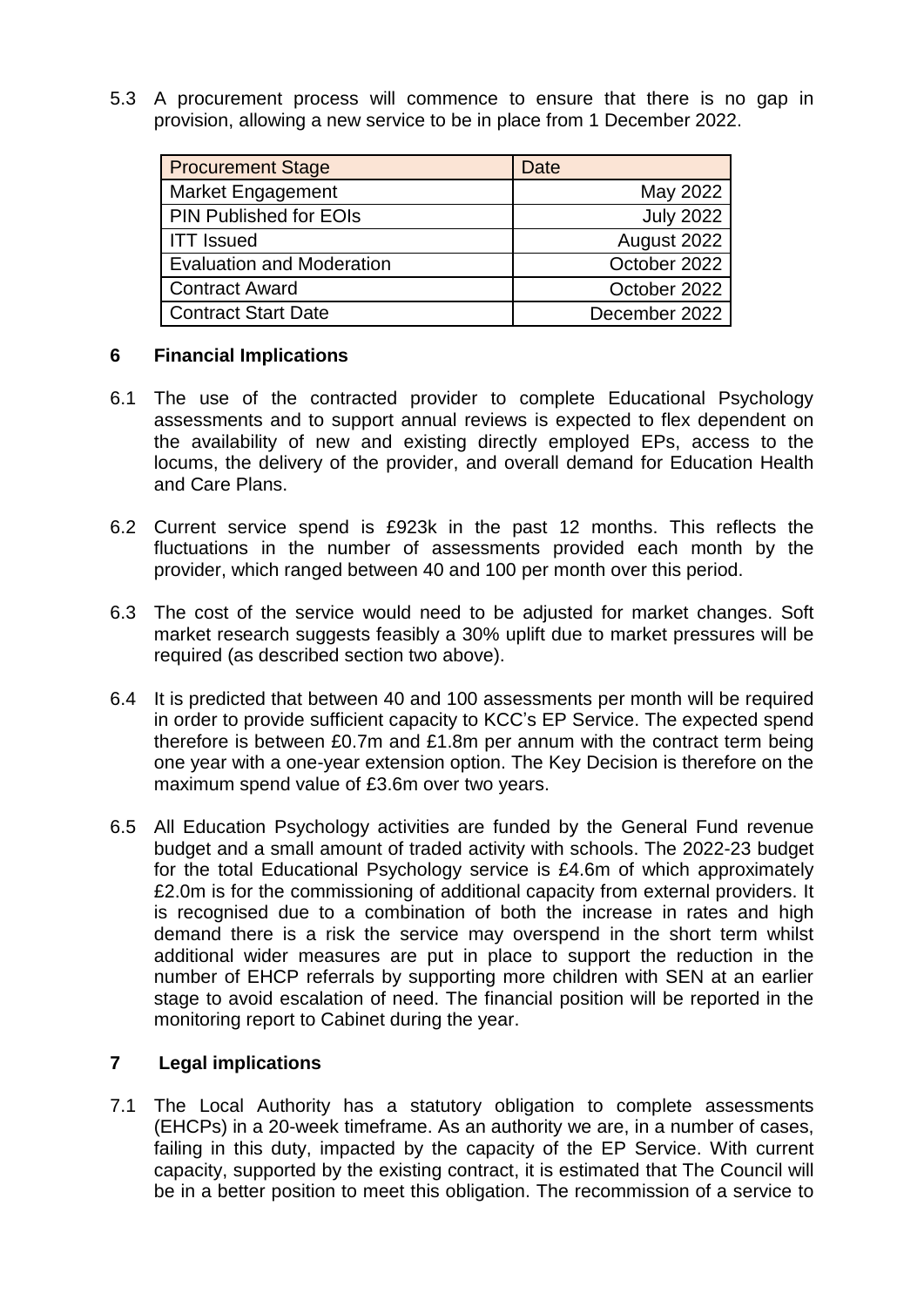5.3 A procurement process will commence to ensure that there is no gap in provision, allowing a new service to be in place from 1 December 2022.

| Procurement Stage | Date |
| --- | --- |
| Market Engagement | May 2022 |
| PIN Published for EOIs | July 2022 |
| ITT Issued | August 2022 |
| Evaluation and Moderation | October 2022 |
| Contract Award | October 2022 |
| Contract Start Date | December 2022 |

## 6 Financial Implications

6.1 The use of the contracted provider to complete Educational Psychology assessments and to support annual reviews is expected to flex dependent on the availability of new and existing directly employed EPs, access to the locums, the delivery of the provider, and overall demand for Education Health and Care Plans.

6.2 Current service spend is £923k in the past 12 months. This reflects the fluctuations in the number of assessments provided each month by the provider, which ranged between 40 and 100 per month over this period.

6.3 The cost of the service would need to be adjusted for market changes. Soft market research suggests feasibly a 30% uplift due to market pressures will be required (as described section two above).

6.4 It is predicted that between 40 and 100 assessments per month will be required in order to provide sufficient capacity to KCC's EP Service. The expected spend therefore is between £0.7m and £1.8m per annum with the contract term being one year with a one-year extension option. The Key Decision is therefore on the maximum spend value of £3.6m over two years.

6.5 All Education Psychology activities are funded by the General Fund revenue budget and a small amount of traded activity with schools. The 2022-23 budget for the total Educational Psychology service is £4.6m of which approximately £2.0m is for the commissioning of additional capacity from external providers. It is recognised due to a combination of both the increase in rates and high demand there is a risk the service may overspend in the short term whilst additional wider measures are put in place to support the reduction in the number of EHCP referrals by supporting more children with SEN at an earlier stage to avoid escalation of need. The financial position will be reported in the monitoring report to Cabinet during the year.

## 7 Legal implications

7.1 The Local Authority has a statutory obligation to complete assessments (EHCPs) in a 20-week timeframe. As an authority we are, in a number of cases, failing in this duty, impacted by the capacity of the EP Service. With current capacity, supported by the existing contract, it is estimated that The Council will be in a better position to meet this obligation. The recommission of a service to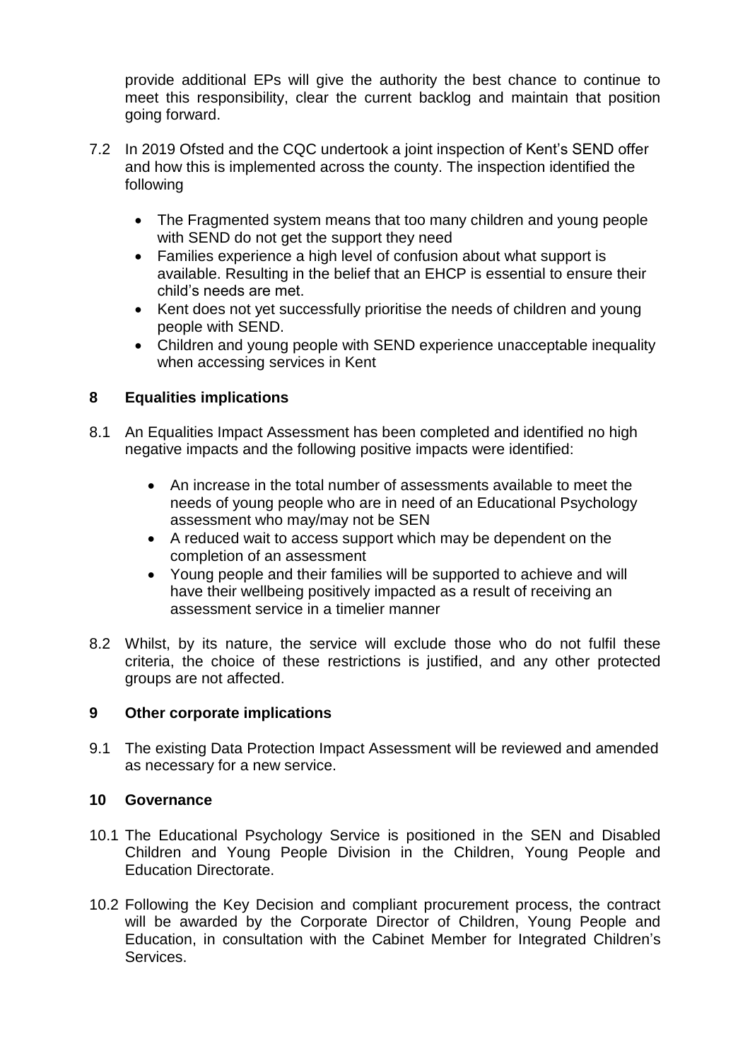provide additional EPs will give the authority the best chance to continue to meet this responsibility, clear the current backlog and maintain that position going forward.

7.2 In 2019 Ofsted and the CQC undertook a joint inspection of Kent's SEND offer and how this is implemented across the county. The inspection identified the following

- The Fragmented system means that too many children and young people with SEND do not get the support they need
- Families experience a high level of confusion about what support is available. Resulting in the belief that an EHCP is essential to ensure their child's needs are met.
- Kent does not yet successfully prioritise the needs of children and young people with SEND.
- Children and young people with SEND experience unacceptable inequality when accessing services in Kent

## 8 Equalities implications

8.1 An Equalities Impact Assessment has been completed and identified no high negative impacts and the following positive impacts were identified:

- An increase in the total number of assessments available to meet the needs of young people who are in need of an Educational Psychology assessment who may/may not be SEN
- A reduced wait to access support which may be dependent on the completion of an assessment
- Young people and their families will be supported to achieve and will have their wellbeing positively impacted as a result of receiving an assessment service in a timelier manner

8.2 Whilst, by its nature, the service will exclude those who do not fulfil these criteria, the choice of these restrictions is justified, and any other protected groups are not affected.

## 9 Other corporate implications

9.1 The existing Data Protection Impact Assessment will be reviewed and amended as necessary for a new service.

## 10 Governance

10.1 The Educational Psychology Service is positioned in the SEN and Disabled Children and Young People Division in the Children, Young People and Education Directorate.

10.2 Following the Key Decision and compliant procurement process, the contract will be awarded by the Corporate Director of Children, Young People and Education, in consultation with the Cabinet Member for Integrated Children's Services.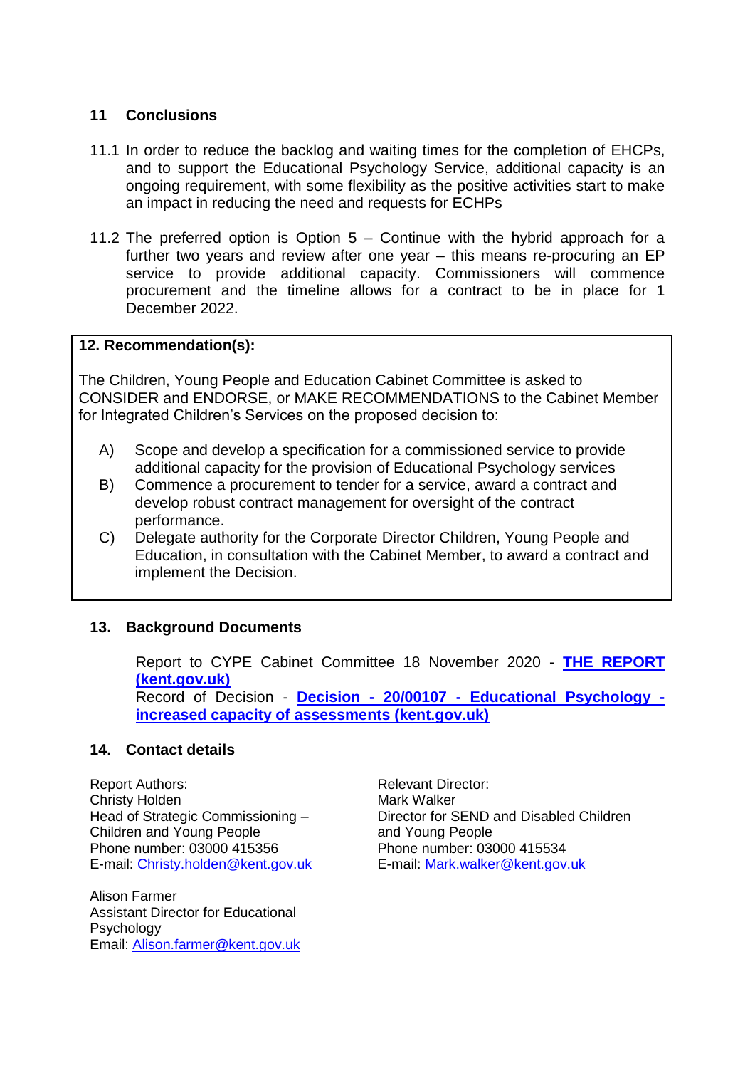## 11 Conclusions

11.1 In order to reduce the backlog and waiting times for the completion of EHCPs, and to support the Educational Psychology Service, additional capacity is an ongoing requirement, with some flexibility as the positive activities start to make an impact in reducing the need and requests for ECHPs

11.2 The preferred option is Option 5 – Continue with the hybrid approach for a further two years and review after one year – this means re-procuring an EP service to provide additional capacity. Commissioners will commence procurement and the timeline allows for a contract to be in place for 1 December 2022.

**12. Recommendation(s):**

The Children, Young People and Education Cabinet Committee is asked to CONSIDER and ENDORSE, or MAKE RECOMMENDATIONS to the Cabinet Member for Integrated Children's Services on the proposed decision to:

A) Scope and develop a specification for a commissioned service to provide additional capacity for the provision of Educational Psychology services

B) Commence a procurement to tender for a service, award a contract and develop robust contract management for oversight of the contract performance.

C) Delegate authority for the Corporate Director Children, Young People and Education, in consultation with the Cabinet Member, to award a contract and implement the Decision.

## 13. Background Documents

Report to CYPE Cabinet Committee 18 November 2020 - **THE REPORT (kent.gov.uk)**

Record of Decision - **Decision - 20/00107 - Educational Psychology - increased capacity of assessments (kent.gov.uk)**

## 14. Contact details

Report Authors:
Christy Holden
Head of Strategic Commissioning – Children and Young People
Phone number: 03000 415356
E-mail: Christy.holden@kent.gov.uk

Alison Farmer
Assistant Director for Educational Psychology
Email: Alison.farmer@kent.gov.uk

Relevant Director:
Mark Walker
Director for SEND and Disabled Children and Young People
Phone number: 03000 415534
E-mail: Mark.walker@kent.gov.uk